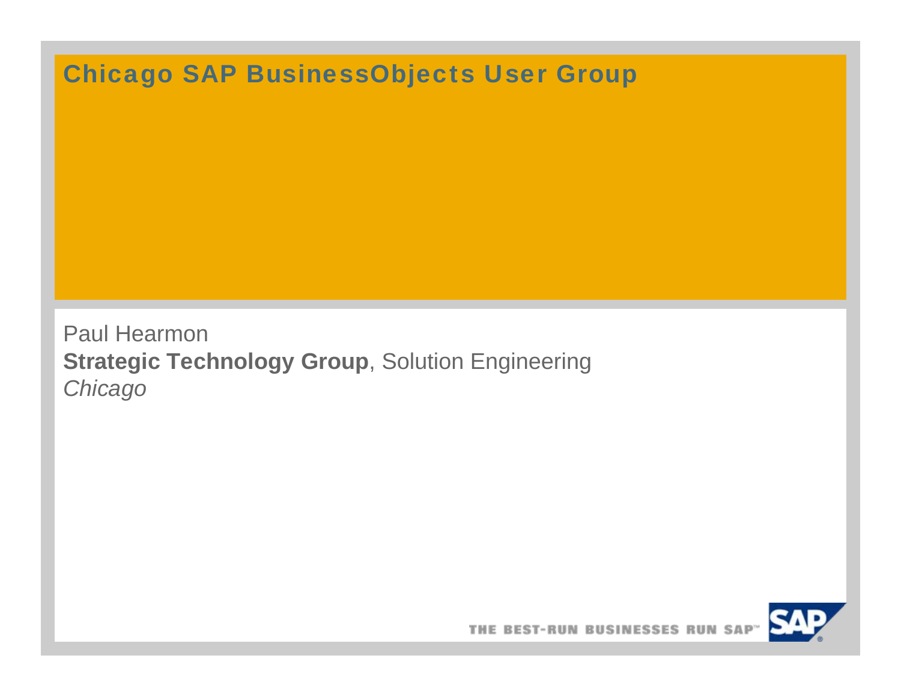# Chicago SAP BusinessObjects User Group

Paul Hearmon

**Strategic Technology Group**, Solution Engineering

*Chicago*

THE BEST-RUN BUSINESSES RUN SAP™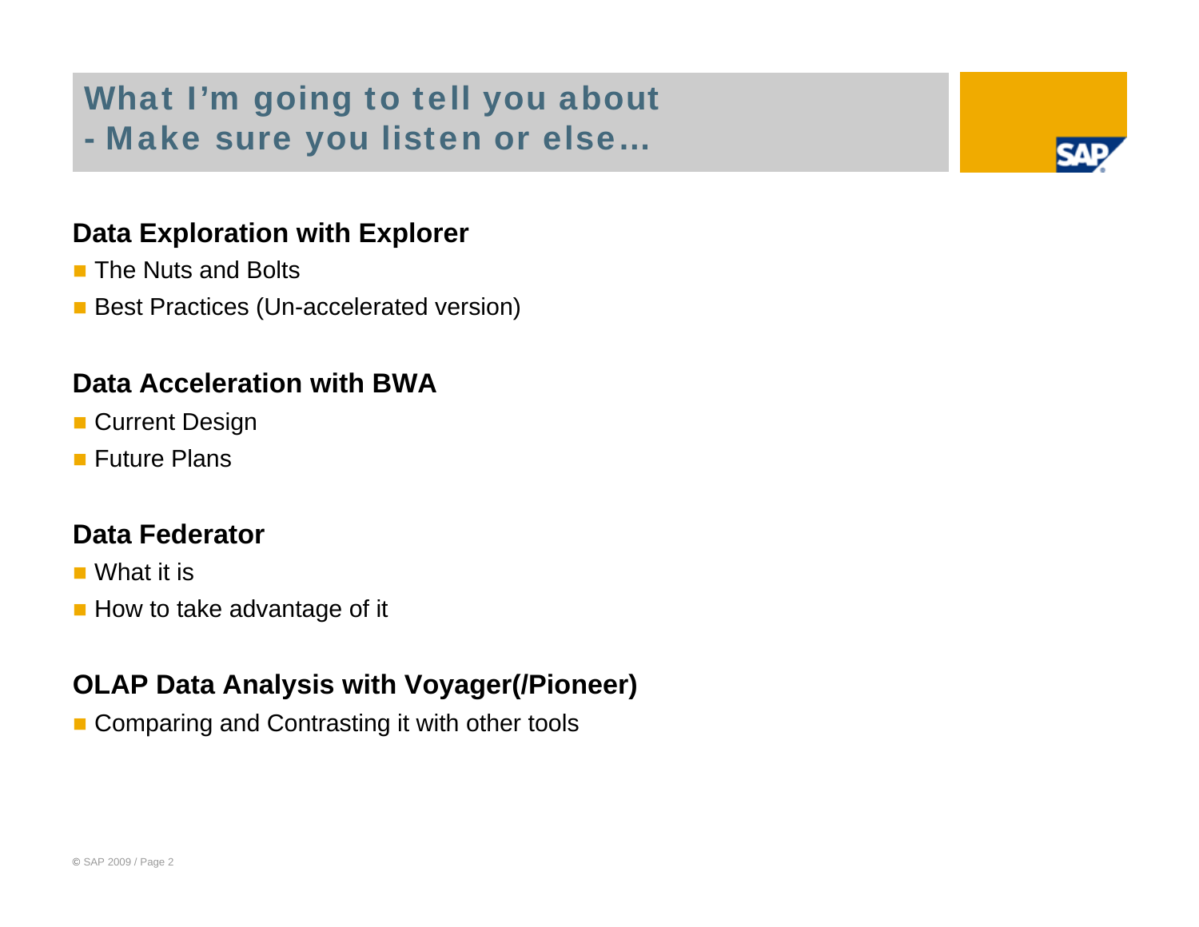# What I'm going to tell you about - Make sure you listen or else…

**Data Exploration with Explorer**

- The Nuts and Bolts
- Best Practices (Un-accelerated version)

**Data Acceleration with BWA**

- Current Design
- Future Plans

**Data Federator**

- What it is
- How to take advantage of it

**OLAP Data Analysis with Voyager(/Pioneer)**

- Comparing and Contrasting it with other tools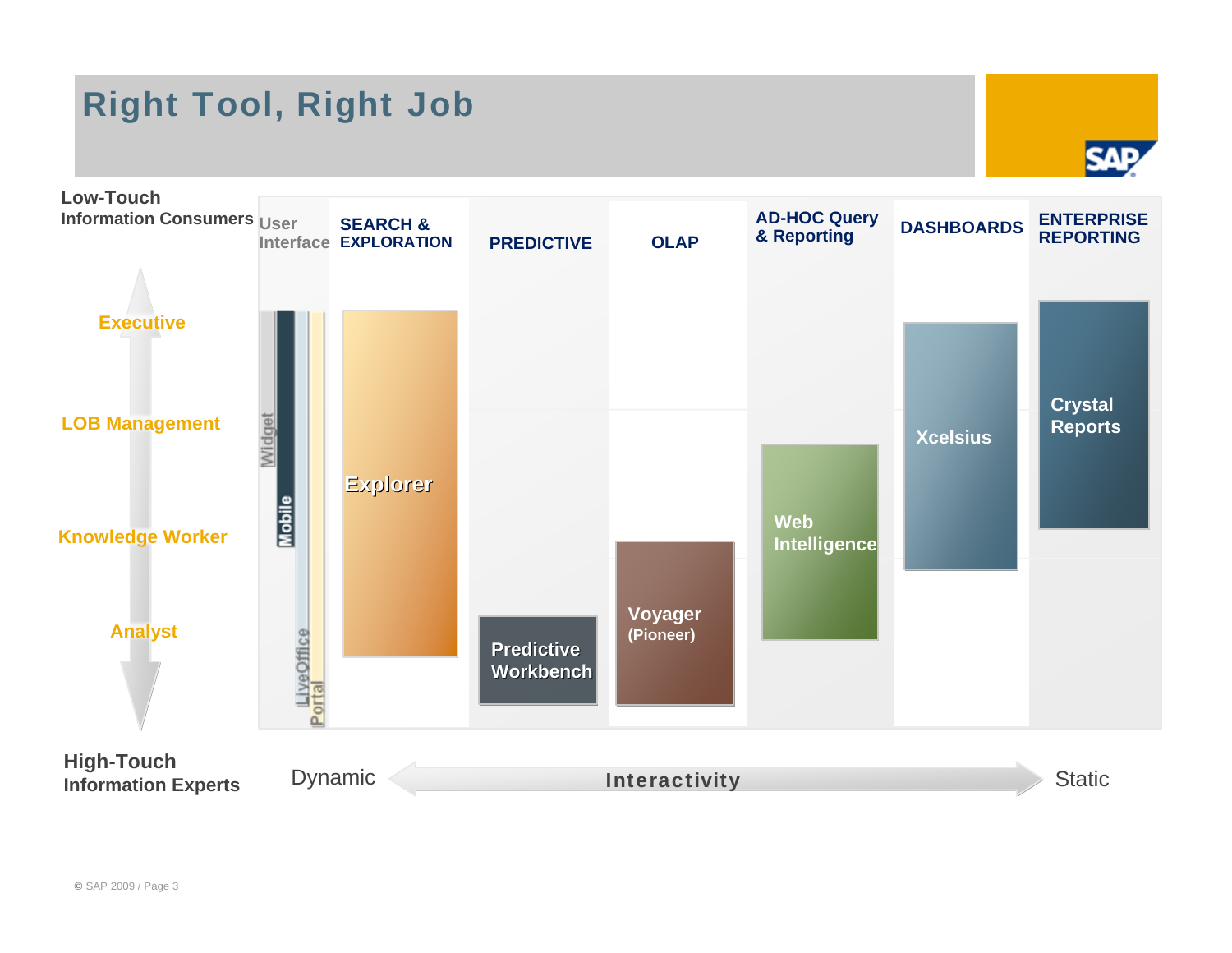# Right Tool, Right Job

**Low-Touch Information Consumers**

- Executive
- LOB Management
- Knowledge Worker
- Analyst

**High-Touch Information Experts**

| User Interface | SEARCH & EXPLORATION | PREDICTIVE | OLAP | AD-HOC Query & Reporting | DASHBOARDS | ENTERPRISE REPORTING |
|---|---|---|---|---|---|---|
| Widget, Mobile, LiveOffice, Portal | Explorer | Predictive Workbench | Voyager (Pioneer) | Web Intelligence | Xcelsius | Crystal Reports |

Dynamic ← Interactivity → Static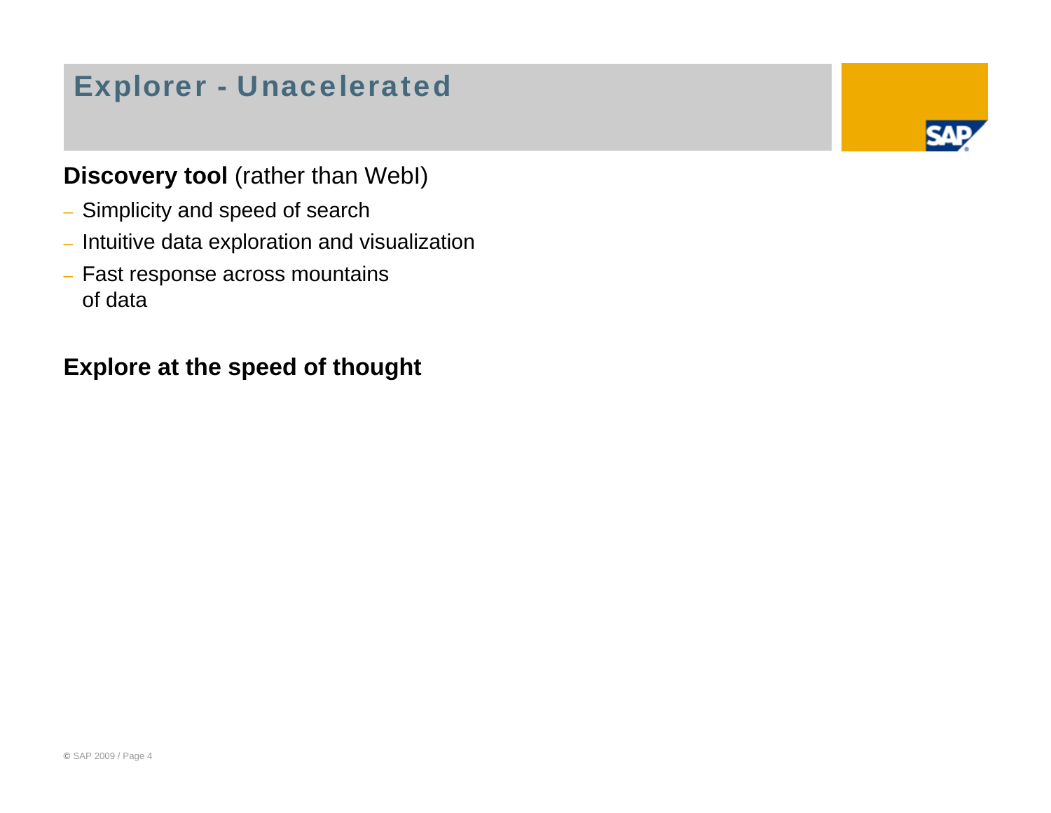# Explorer - Unacelerated

**Discovery tool** (rather than WebI)

- Simplicity and speed of search
- Intuitive data exploration and visualization
- Fast response across mountains of data

**Explore at the speed of thought**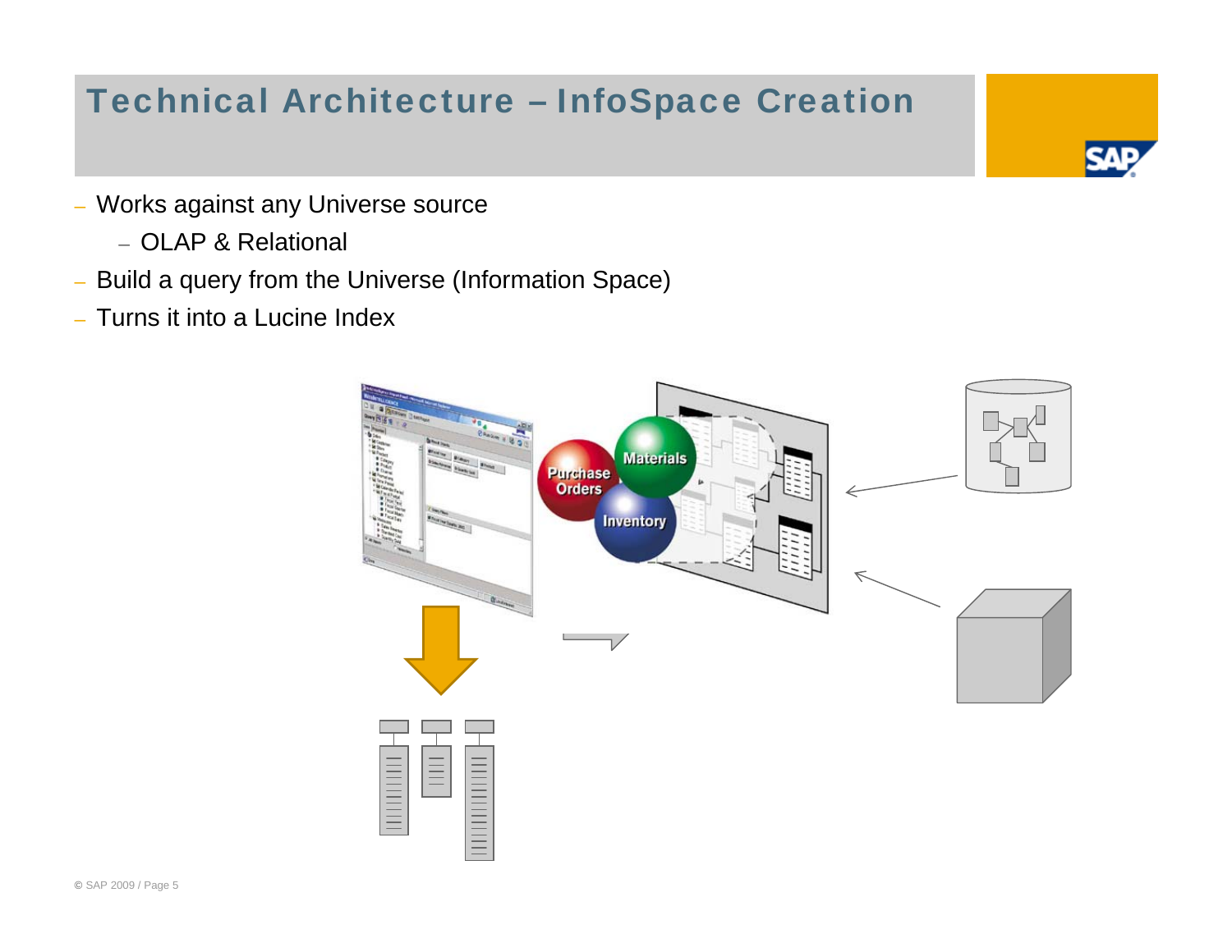# Technical Architecture – InfoSpace Creation

- Works against any Universe source
  - OLAP & Relational
- Build a query from the Universe (Information Space)
- Turns it into a Lucine Index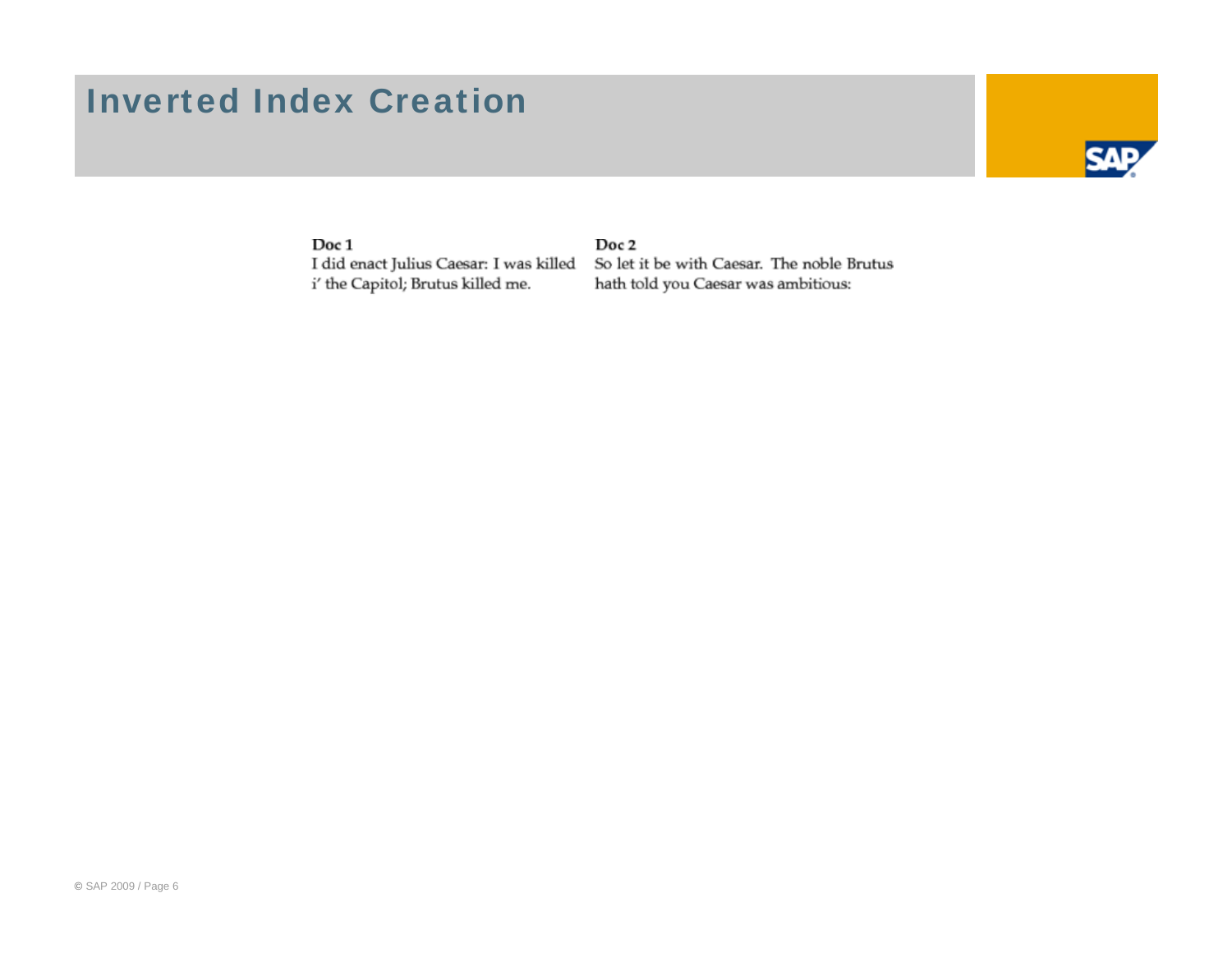# Inverted Index Creation

**Doc 1**

I did enact Julius Caesar: I was killed i' the Capitol; Brutus killed me.

**Doc 2**

So let it be with Caesar. The noble Brutus hath told you Caesar was ambitious: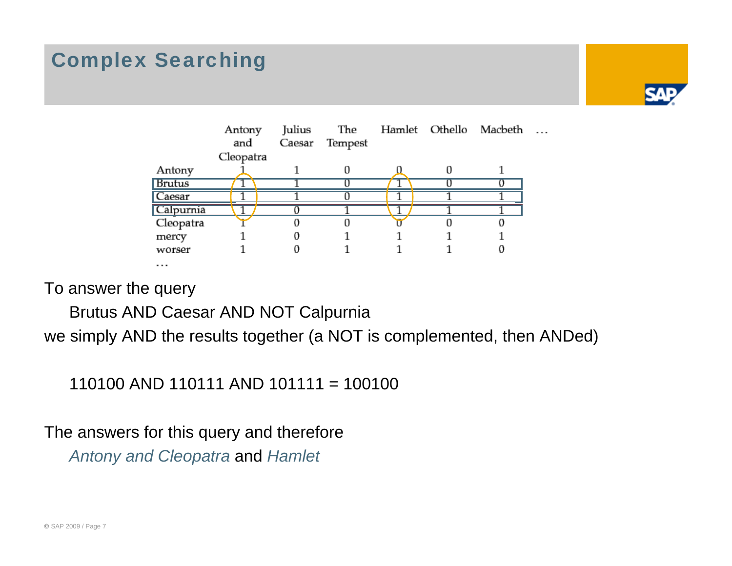# Complex Searching

| | Antony and Cleopatra | Julius Caesar | The Tempest | Hamlet | Othello | Macbeth | ... |
|---|---|---|---|---|---|---|---|
| Antony | 1 | 1 | 0 | 0 | 0 | 1 | |
| Brutus | 1 | 1 | 0 | 1 | 0 | 0 | |
| Caesar | 1 | 1 | 0 | 1 | 1 | 1 | |
| Calpurnia | 1 | 0 | 1 | 1 | 1 | 1 | |
| Cleopatra | 1 | 0 | 0 | 0 | 0 | 0 | |
| mercy | 1 | 0 | 1 | 1 | 1 | 1 | |
| worser | 1 | 0 | 1 | 1 | 1 | 0 | |
| ... | | | | | | | |

To answer the query

Brutus AND Caesar AND NOT Calpurnia

we simply AND the results together (a NOT is complemented, then ANDed)

110100 AND 110111 AND 101111 = 100100

The answers for this query and therefore

*Antony and Cleopatra* and *Hamlet*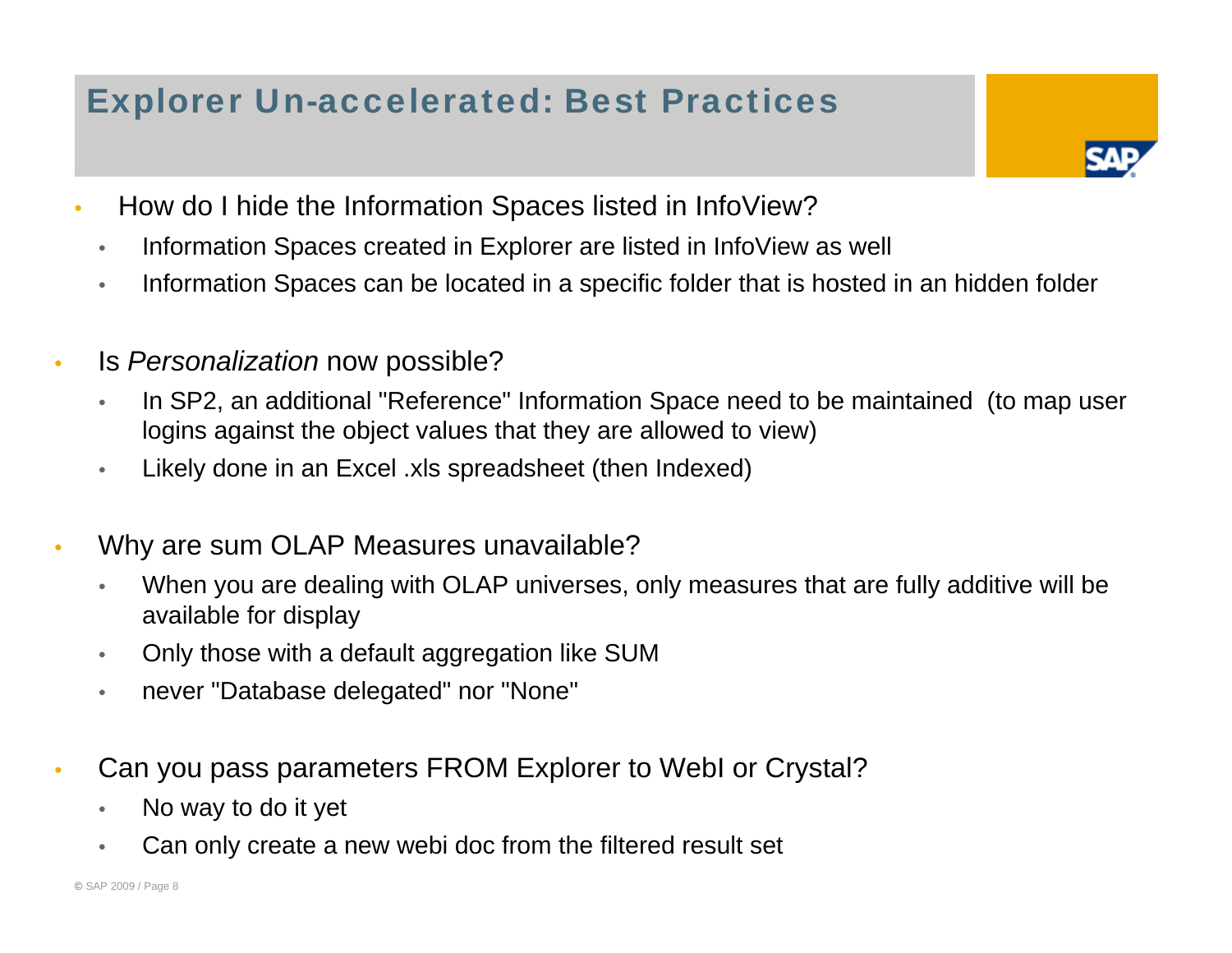# Explorer Un-accelerated: Best Practices

- How do I hide the Information Spaces listed in InfoView?
  - Information Spaces created in Explorer are listed in InfoView as well
  - Information Spaces can be located in a specific folder that is hosted in an hidden folder

- Is *Personalization* now possible?
  - In SP2, an additional "Reference" Information Space need to be maintained (to map user logins against the object values that they are allowed to view)
  - Likely done in an Excel .xls spreadsheet (then Indexed)

- Why are sum OLAP Measures unavailable?
  - When you are dealing with OLAP universes, only measures that are fully additive will be available for display
  - Only those with a default aggregation like SUM
  - never "Database delegated" nor "None"

- Can you pass parameters FROM Explorer to WebI or Crystal?
  - No way to do it yet
  - Can only create a new webi doc from the filtered result set

© SAP 2009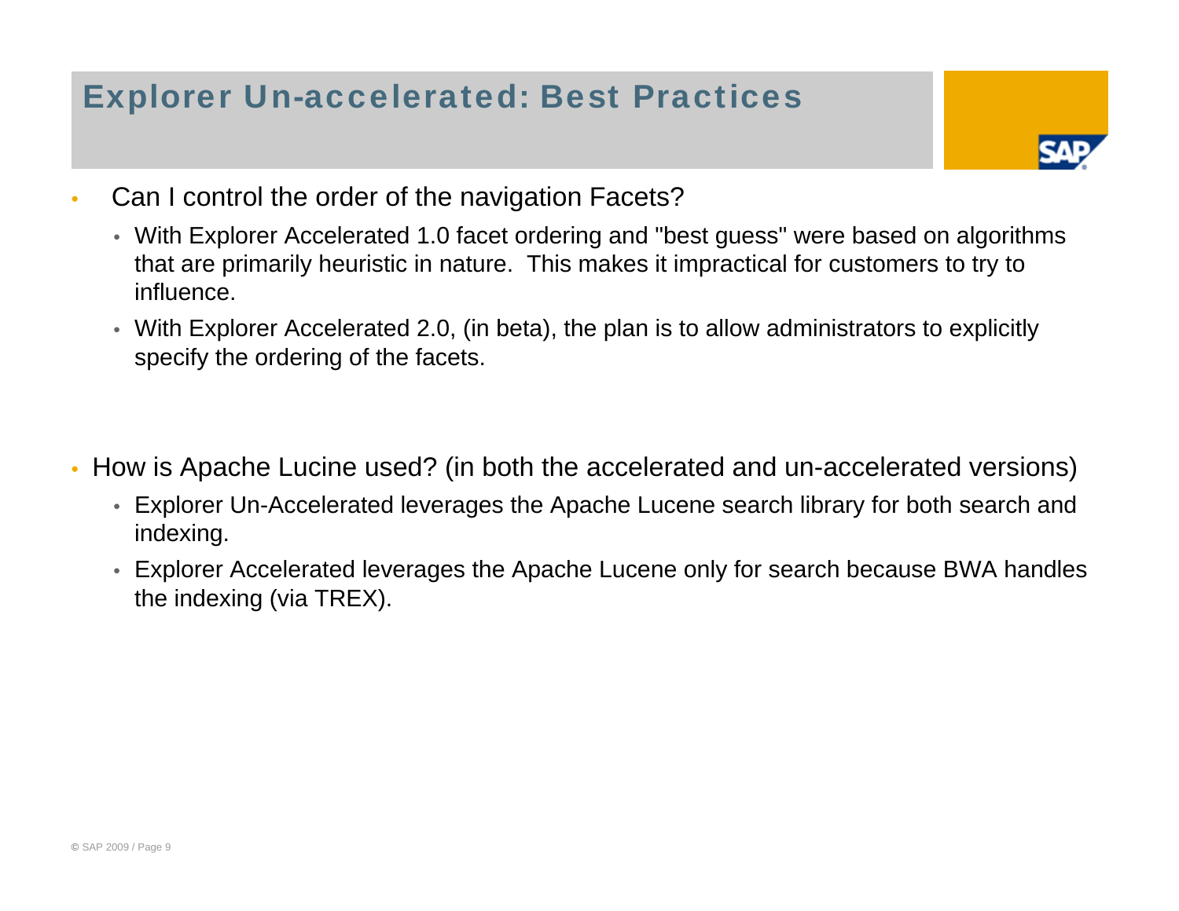# Explorer Un-accelerated: Best Practices

- Can I control the order of the navigation Facets?
  - With Explorer Accelerated 1.0 facet ordering and "best guess" were based on algorithms that are primarily heuristic in nature.  This makes it impractical for customers to try to influence.
  - With Explorer Accelerated 2.0, (in beta), the plan is to allow administrators to explicitly specify the ordering of the facets.

- How is Apache Lucine used? (in both the accelerated and un-accelerated versions)
  - Explorer Un-Accelerated leverages the Apache Lucene search library for both search and indexing.
  - Explorer Accelerated leverages the Apache Lucene only for search because BWA handles the indexing (via TREX).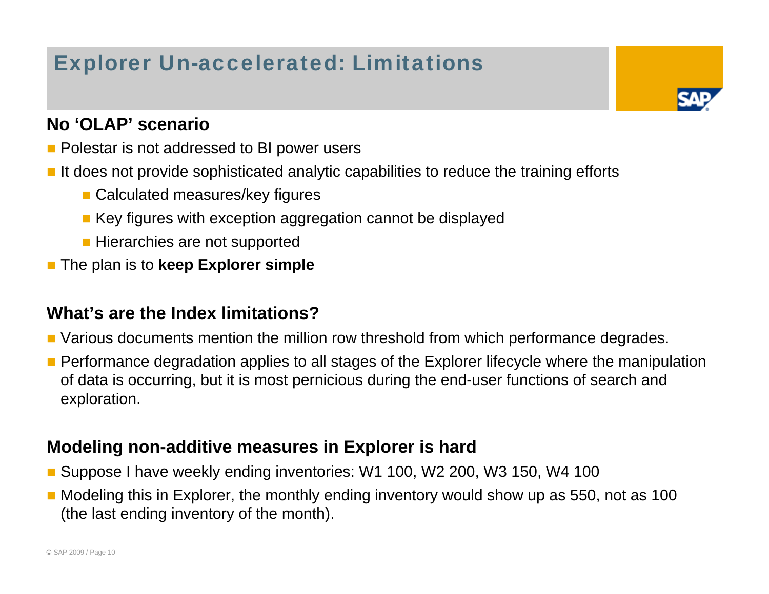# Explorer Un-accelerated: Limitations

## No 'OLAP' scenario

- Polestar is not addressed to BI power users
- It does not provide sophisticated analytic capabilities to reduce the training efforts
  - Calculated measures/key figures
  - Key figures with exception aggregation cannot be displayed
  - Hierarchies are not supported
- The plan is to **keep Explorer simple**

## What's are the Index limitations?

- Various documents mention the million row threshold from which performance degrades.
- Performance degradation applies to all stages of the Explorer lifecycle where the manipulation of data is occurring, but it is most pernicious during the end-user functions of search and exploration.

## Modeling non-additive measures in Explorer is hard

- Suppose I have weekly ending inventories: W1 100, W2 200, W3 150, W4 100
- Modeling this in Explorer, the monthly ending inventory would show up as 550, not as 100 (the last ending inventory of the month).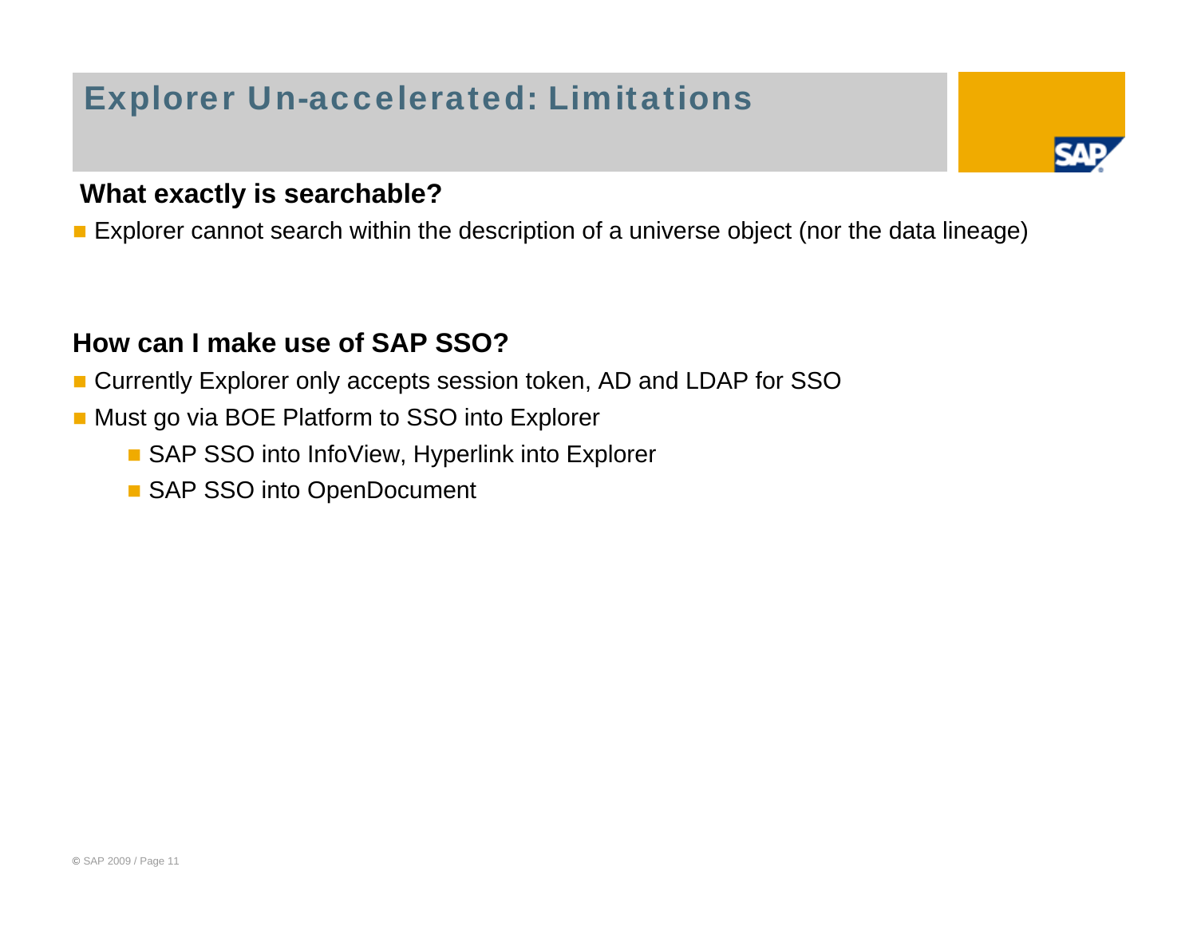# Explorer Un-accelerated: Limitations

**What exactly is searchable?**

- Explorer cannot search within the description of a universe object (nor the data lineage)

**How can I make use of SAP SSO?**

- Currently Explorer only accepts session token, AD and LDAP for SSO
- Must go via BOE Platform to SSO into Explorer
  - SAP SSO into InfoView, Hyperlink into Explorer
  - SAP SSO into OpenDocument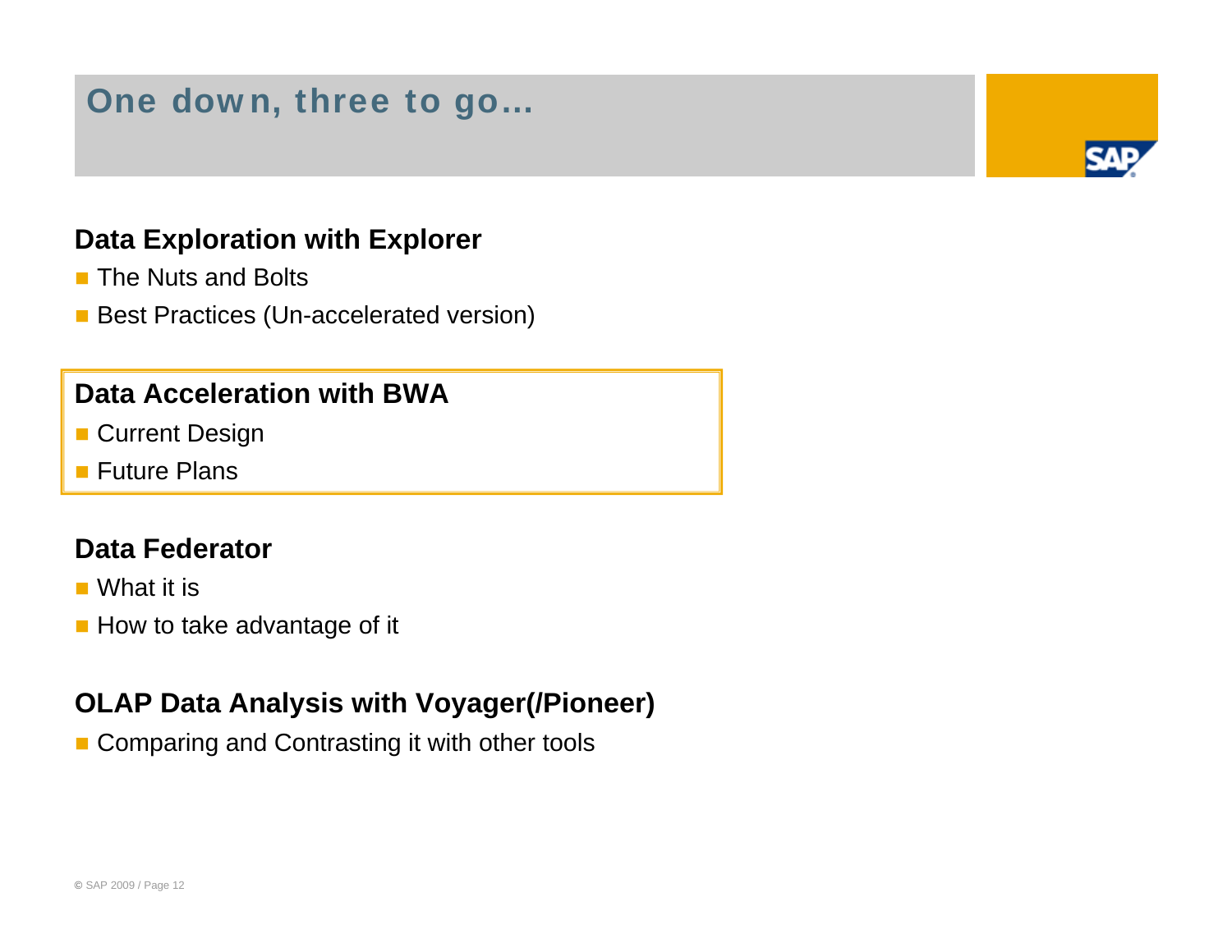# One down, three to go…

## Data Exploration with Explorer

- The Nuts and Bolts
- Best Practices (Un-accelerated version)

## Data Acceleration with BWA

- Current Design
- Future Plans

## Data Federator

- What it is
- How to take advantage of it

## OLAP Data Analysis with Voyager(/Pioneer)

- Comparing and Contrasting it with other tools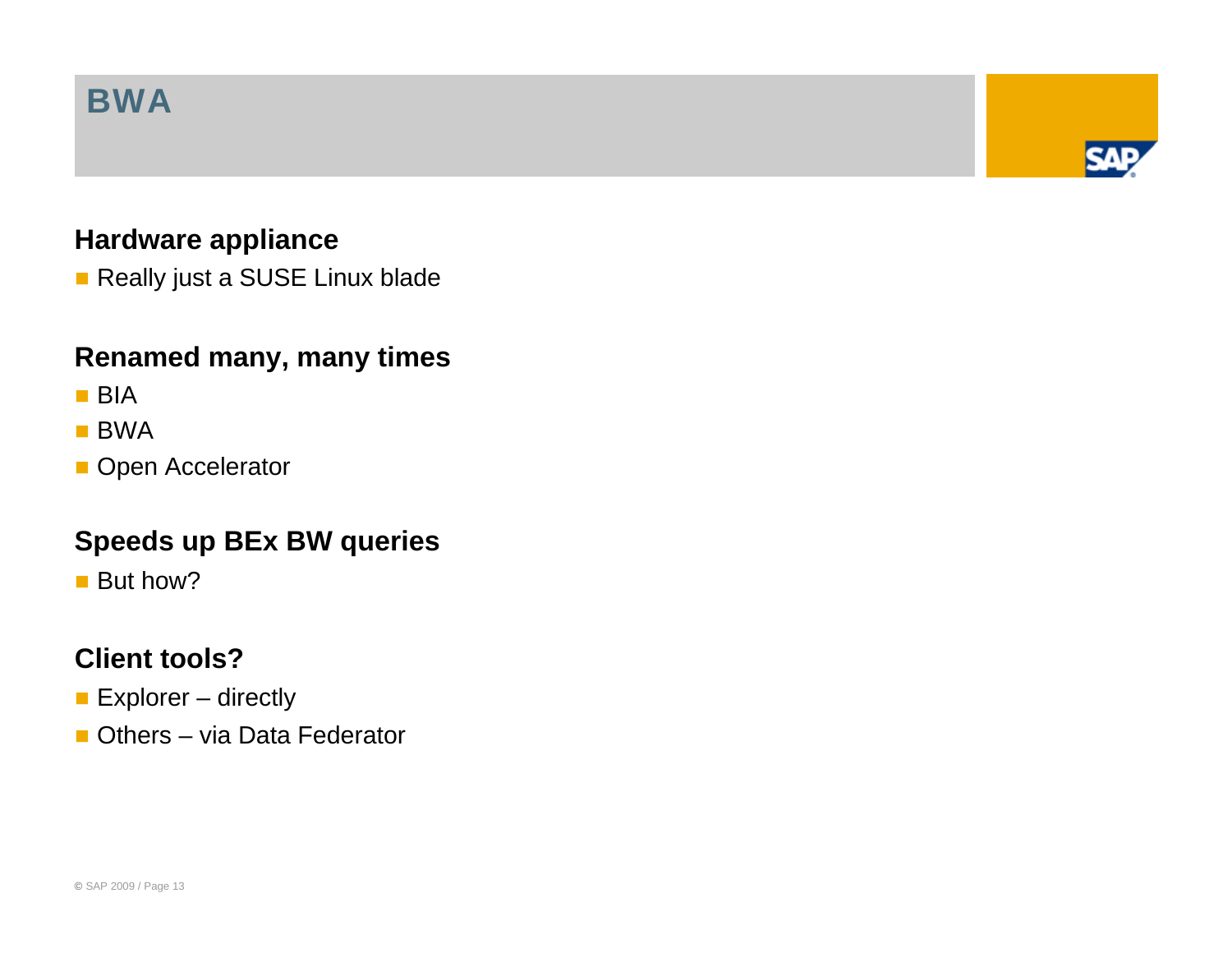# BWA

## Hardware appliance

- Really just a SUSE Linux blade

## Renamed many, many times

- BIA
- BWA
- Open Accelerator

## Speeds up BEx BW queries

- But how?

## Client tools?

- Explorer – directly
- Others – via Data Federator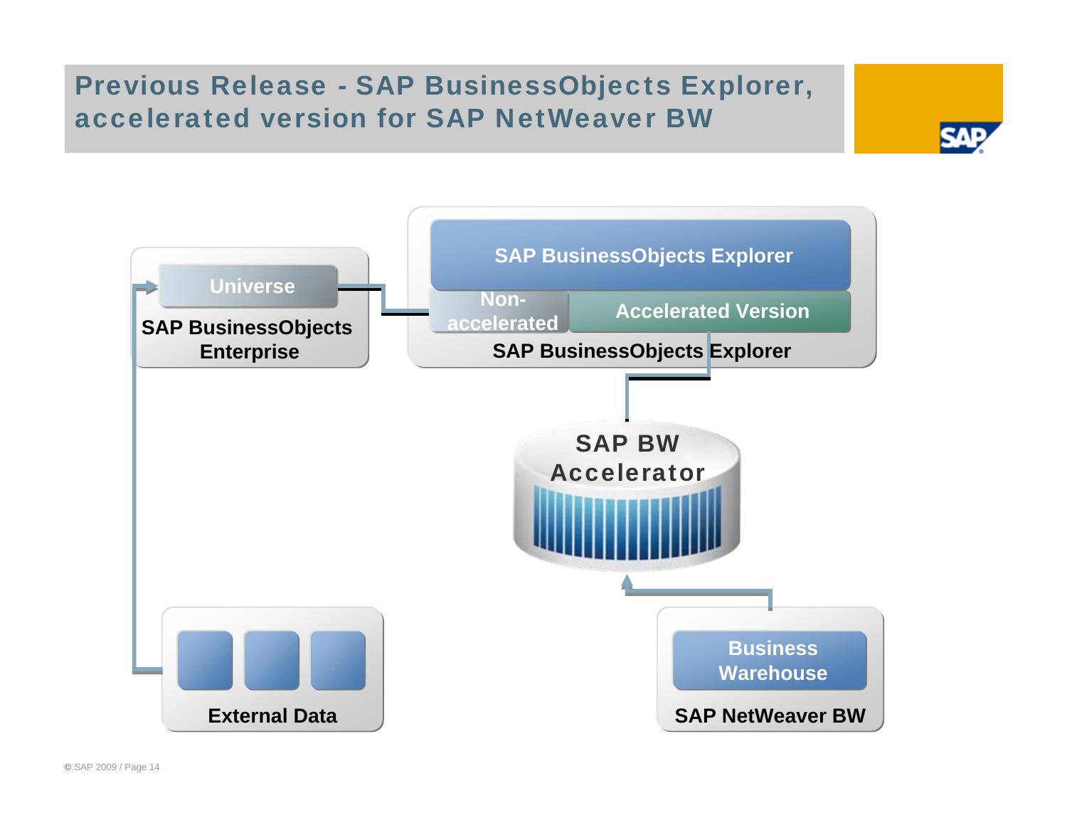# Previous Release - SAP BusinessObjects Explorer, accelerated version for SAP NetWeaver BW

Universe

SAP BusinessObjects Enterprise

SAP BusinessObjects Explorer

Non-accelerated

Accelerated Version

SAP BusinessObjects Explorer

SAP BW Accelerator

External Data

Business Warehouse

SAP NetWeaver BW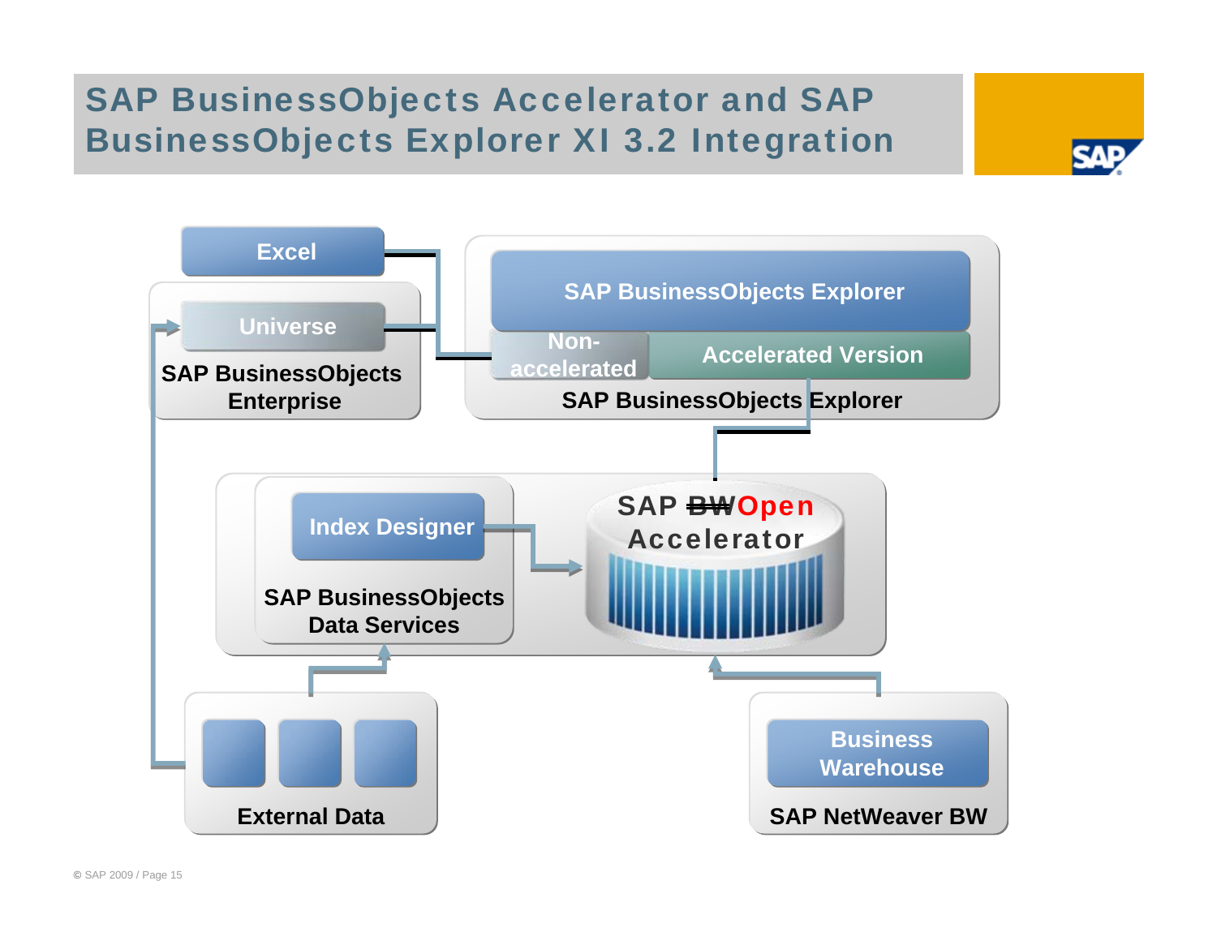# SAP BusinessObjects Accelerator and SAP BusinessObjects Explorer XI 3.2 Integration

Excel

Universe

SAP BusinessObjects Enterprise

SAP BusinessObjects Explorer

Non-accelerated

Accelerated Version

SAP BusinessObjects Explorer

Index Designer

SAP BusinessObjects Data Services

SAP ~~BW~~ Open Accelerator

External Data

Business Warehouse

SAP NetWeaver BW

© SAP 2009 / Page 15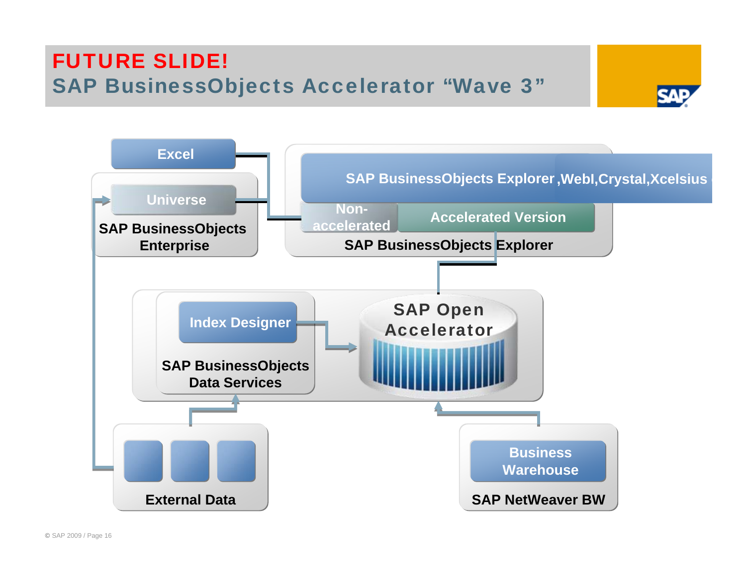# FUTURE SLIDE!

## SAP BusinessObjects Accelerator “Wave 3”

Excel

Universe

SAP BusinessObjects Enterprise

SAP BusinessObjects Explorer ,WebI,Crystal,Xcelsius

Non-accelerated

Accelerated Version

SAP BusinessObjects Explorer

Index Designer

SAP BusinessObjects Data Services

SAP Open Accelerator

External Data

Business Warehouse

SAP NetWeaver BW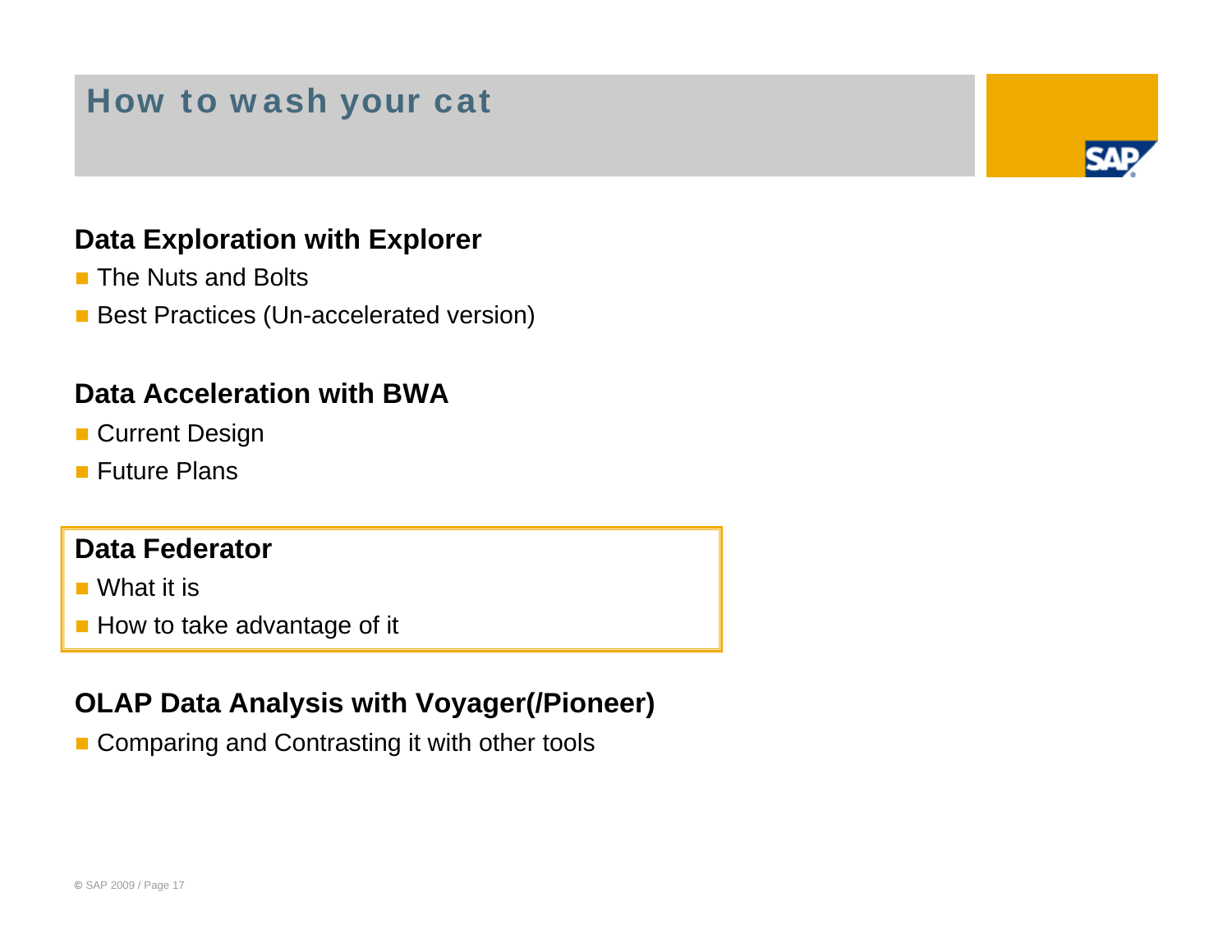# How to wash your cat

## Data Exploration with Explorer

- The Nuts and Bolts
- Best Practices (Un-accelerated version)

## Data Acceleration with BWA

- Current Design
- Future Plans

## Data Federator

- What it is
- How to take advantage of it

## OLAP Data Analysis with Voyager(/Pioneer)

- Comparing and Contrasting it with other tools

© SAP 2009 / Page 17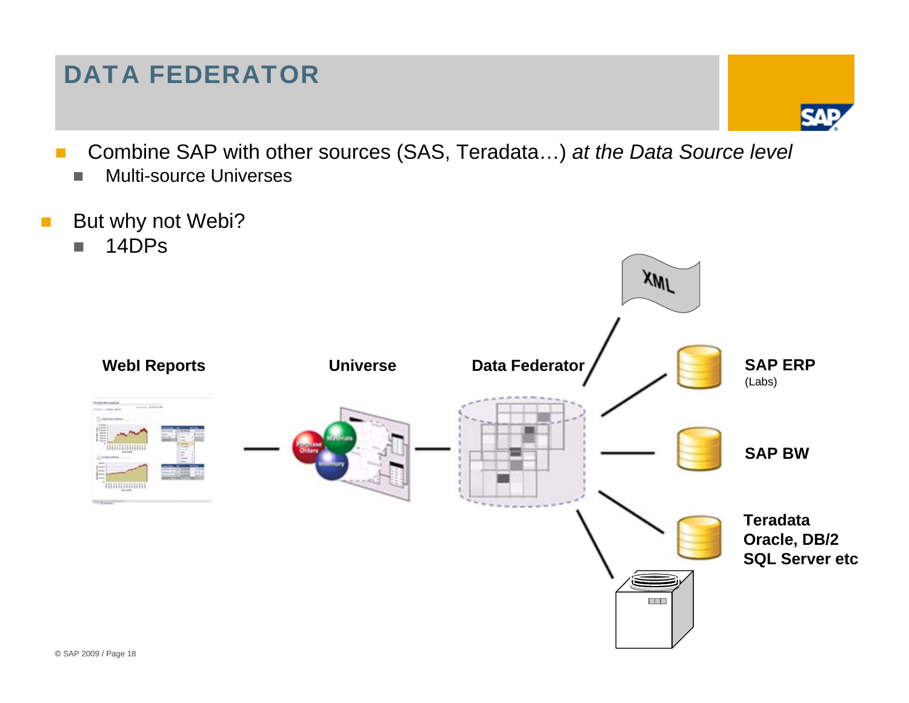# DATA FEDERATOR

- Combine SAP with other sources (SAS, Teradata…) *at the Data Source level*
  - Multi-source Universes
- But why not Webi?
  - 14DPs

**WebI Reports** — **Universe** — **Data Federator**

- XML
- **SAP ERP** (Labs)
- **SAP BW**
- **Teradata Oracle, DB/2 SQL Server etc**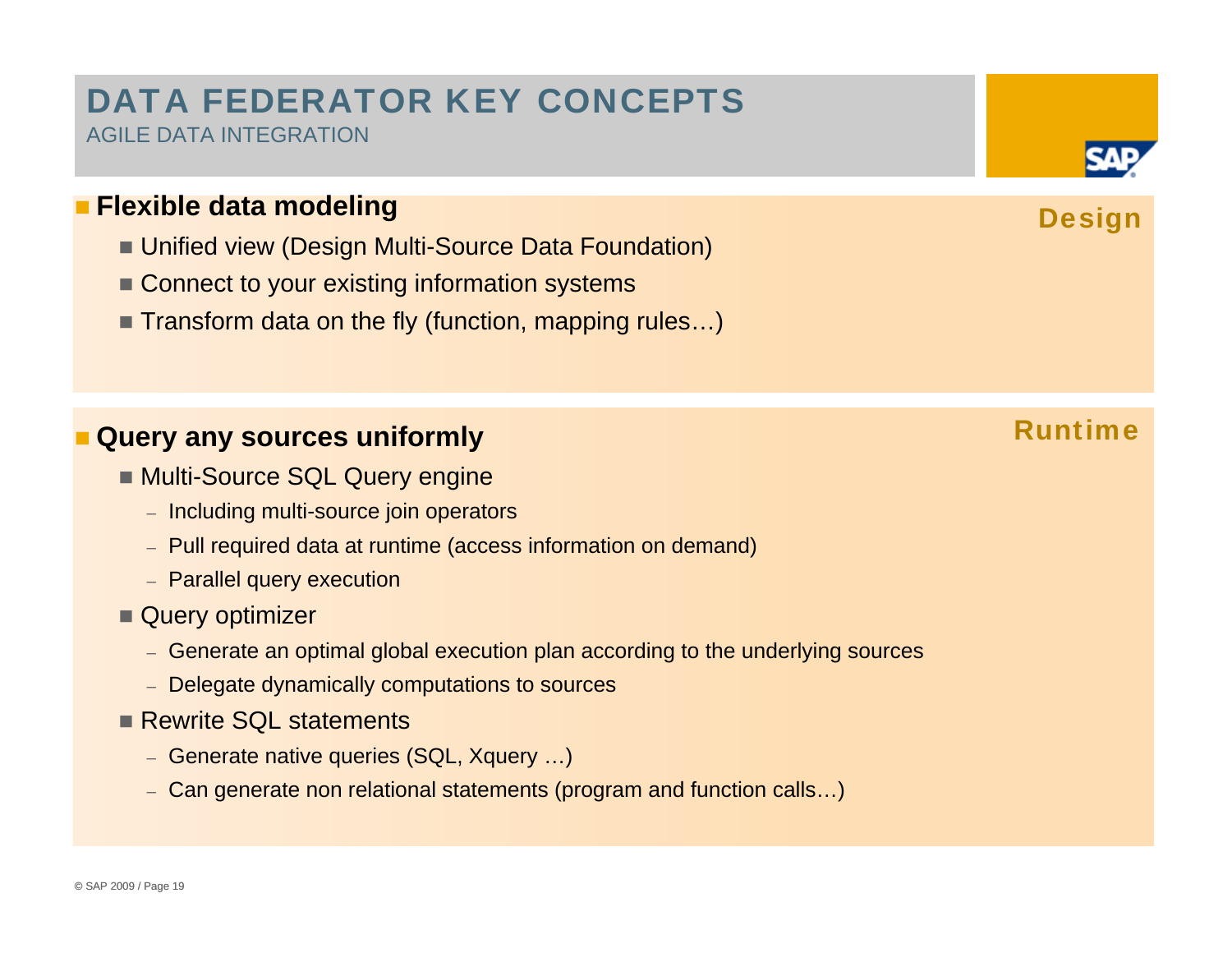# DATA FEDERATOR KEY CONCEPTS

## AGILE DATA INTEGRATION

### Flexible data modeling

**Design**

- Unified view (Design Multi-Source Data Foundation)
- Connect to your existing information systems
- Transform data on the fly (function, mapping rules…)

### Query any sources uniformly

**Runtime**

- Multi-Source SQL Query engine
  - Including multi-source join operators
  - Pull required data at runtime (access information on demand)
  - Parallel query execution
- Query optimizer
  - Generate an optimal global execution plan according to the underlying sources
  - Delegate dynamically computations to sources
- Rewrite SQL statements
  - Generate native queries (SQL, Xquery …)
  - Can generate non relational statements (program and function calls…)

© SAP 2009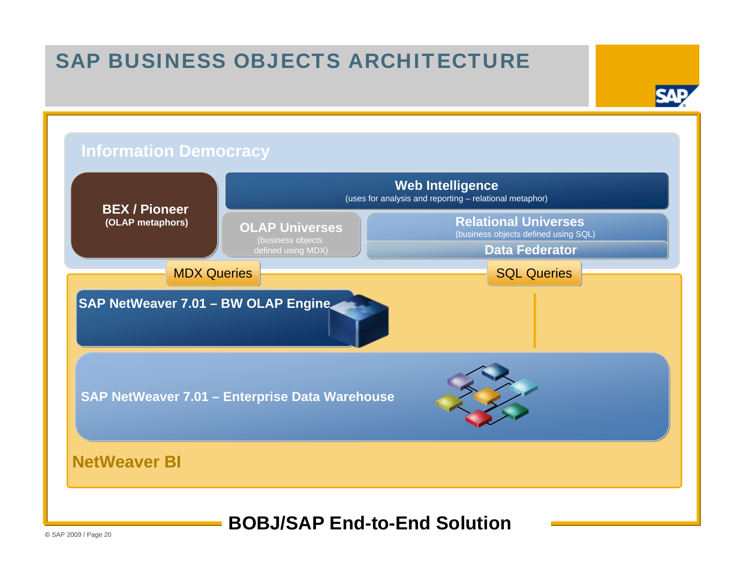# SAP BUSINESS OBJECTS ARCHITECTURE

**Information Democracy**

**BEX / Pioneer**
**(OLAP metaphors)**

**Web Intelligence**
(uses for analysis and reporting – relational metaphor)

**OLAP Universes**
(business objects defined using MDX)

**Relational Universes**
(business objects defined using SQL)

**Data Federator**

MDX Queries

SQL Queries

**SAP NetWeaver 7.01 – BW OLAP Engine**

**SAP NetWeaver 7.01 – Enterprise Data Warehouse**

**NetWeaver BI**

**BOBJ/SAP End-to-End Solution**

© SAP 2009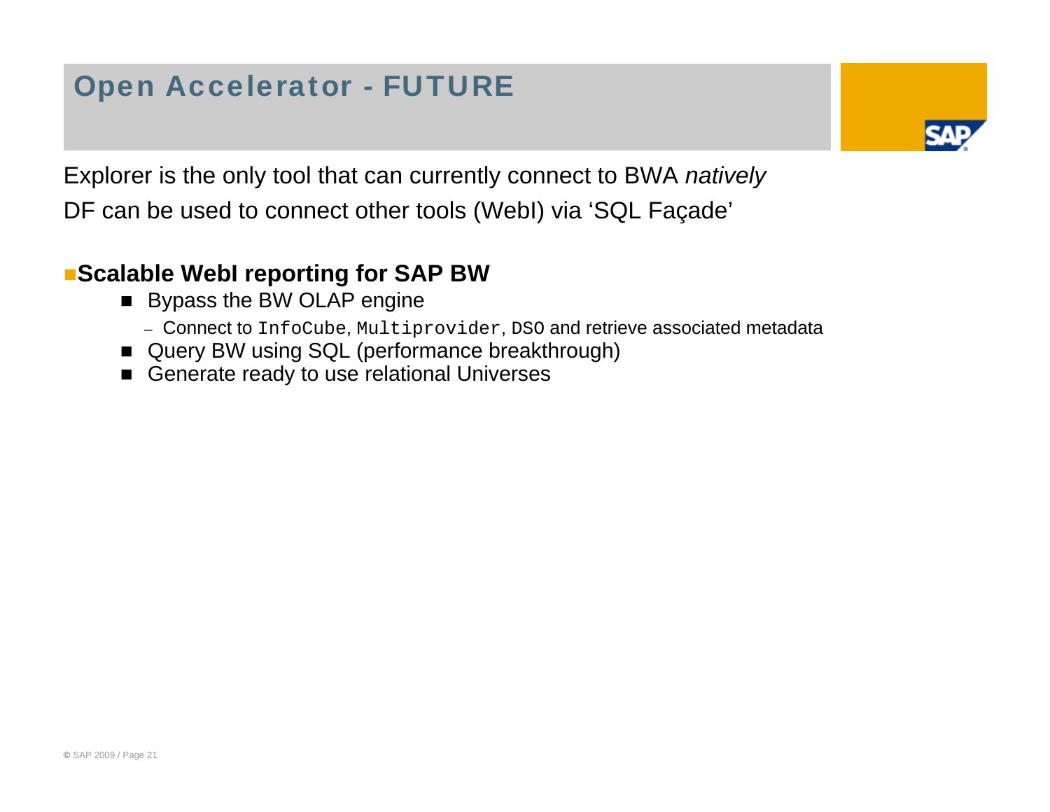# Open Accelerator - FUTURE

Explorer is the only tool that can currently connect to BWA *natively*

DF can be used to connect other tools (WebI) via ‘SQL Façade’

- **Scalable WebI reporting for SAP BW**
  - Bypass the BW OLAP engine
    - Connect to `InfoCube`, `Multiprovider`, `DSO` and retrieve associated metadata
  - Query BW using SQL (performance breakthrough)
  - Generate ready to use relational Universes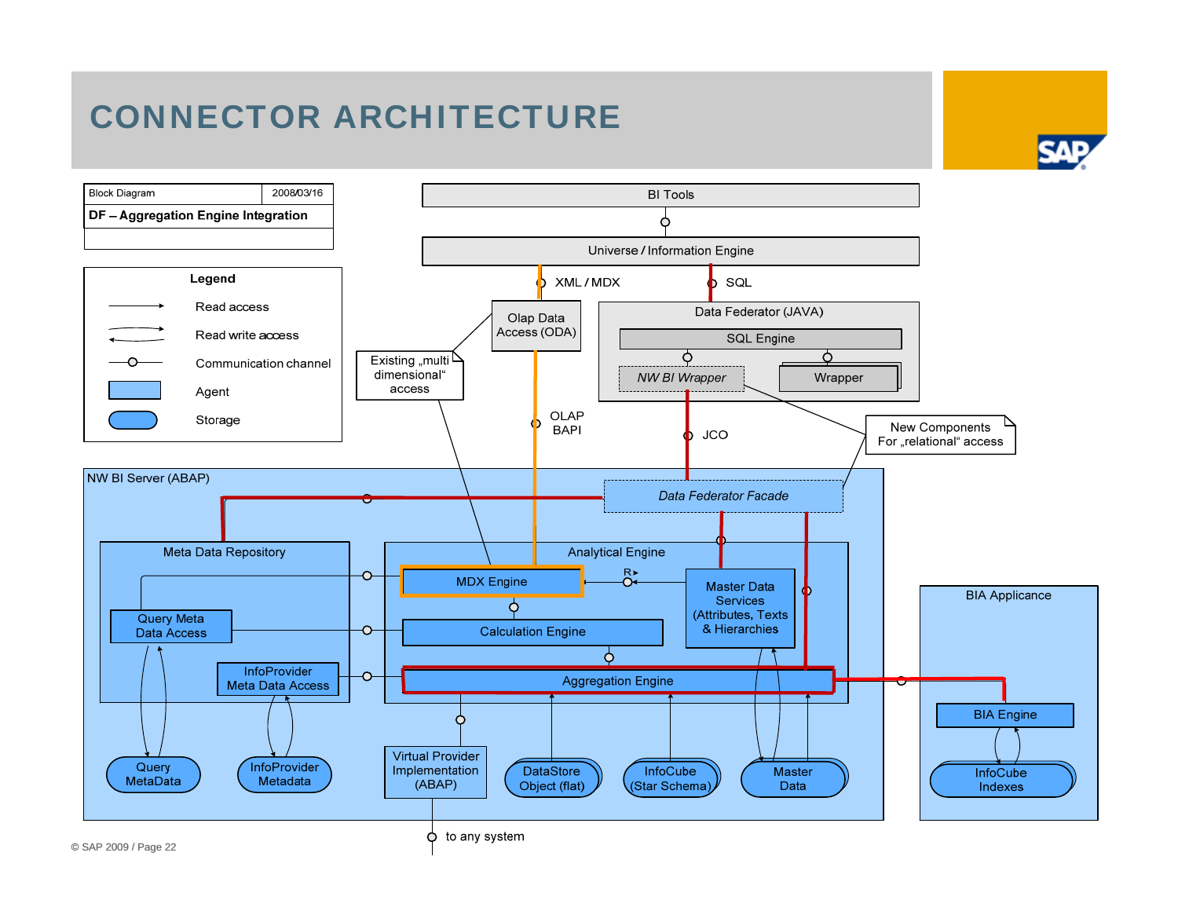# CONNECTOR ARCHITECTURE

| Block Diagram | 2008/03/16 |
|---|---|
| **DF – Aggregation Engine Integration** | |

**Legend**

- Read access
- Read write access
- Communication channel
- Agent
- Storage

BI Tools

Universe / Information Engine

XML / MDX

SQL

Olap Data Access (ODA)

Existing „multi dimensional" access

Data Federator (JAVA)

SQL Engine

NW BI Wrapper

Wrapper

New Components For „relational" access

OLAP BAPI

JCO

NW BI Server (ABAP)

Data Federator Facade

Meta Data Repository

Query Meta Data Access

InfoProvider Meta Data Access

Analytical Engine

MDX Engine

R

Master Data Services (Attributes, Texts & Hierarchies)

Calculation Engine

Aggregation Engine

BIA Applicance

BIA Engine

InfoCube Indexes

Query MetaData

InfoProvider Metadata

Virtual Provider Implementation (ABAP)

DataStore Object (flat)

InfoCube (Star Schema)

Master Data

to any system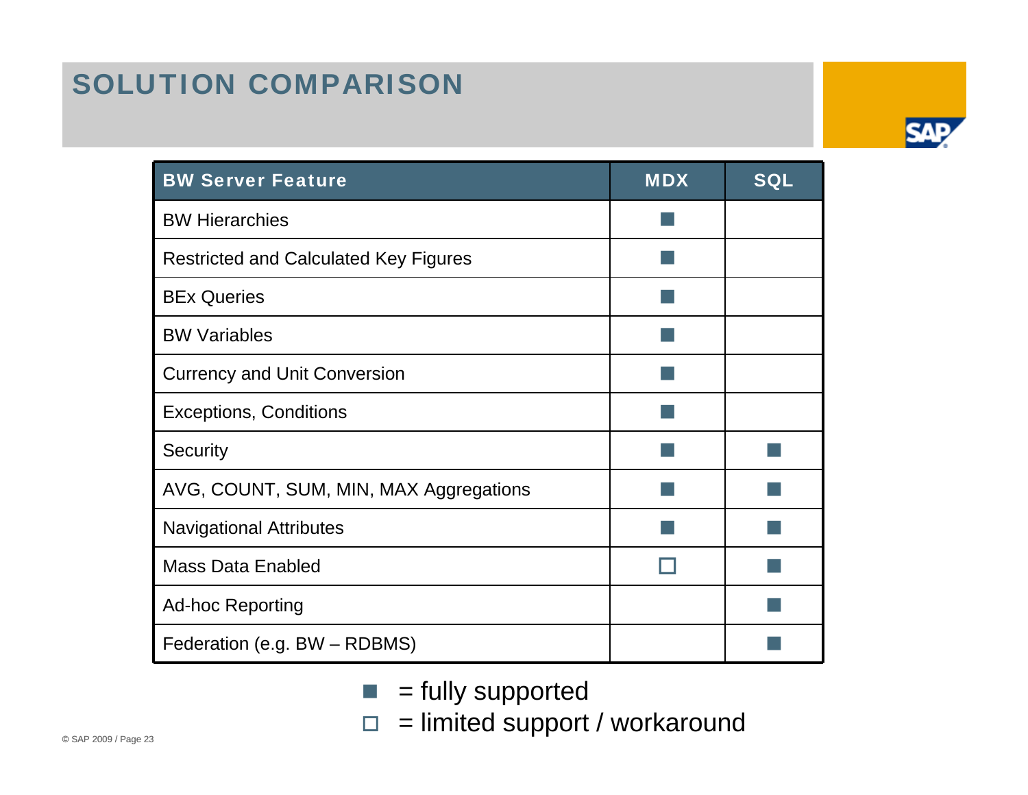# SOLUTION COMPARISON

| BW Server Feature | MDX | SQL |
|---|---|---|
| BW Hierarchies | ■ | |
| Restricted and Calculated Key Figures | ■ | |
| BEx Queries | ■ | |
| BW Variables | ■ | |
| Currency and Unit Conversion | ■ | |
| Exceptions, Conditions | ■ | |
| Security | ■ | ■ |
| AVG, COUNT, SUM, MIN, MAX Aggregations | ■ | ■ |
| Navigational Attributes | ■ | ■ |
| Mass Data Enabled | □ | ■ |
| Ad-hoc Reporting | | ■ |
| Federation (e.g. BW – RDBMS) | | ■ |

■ = fully supported

□ = limited support / workaround

© SAP 2009 / Page 23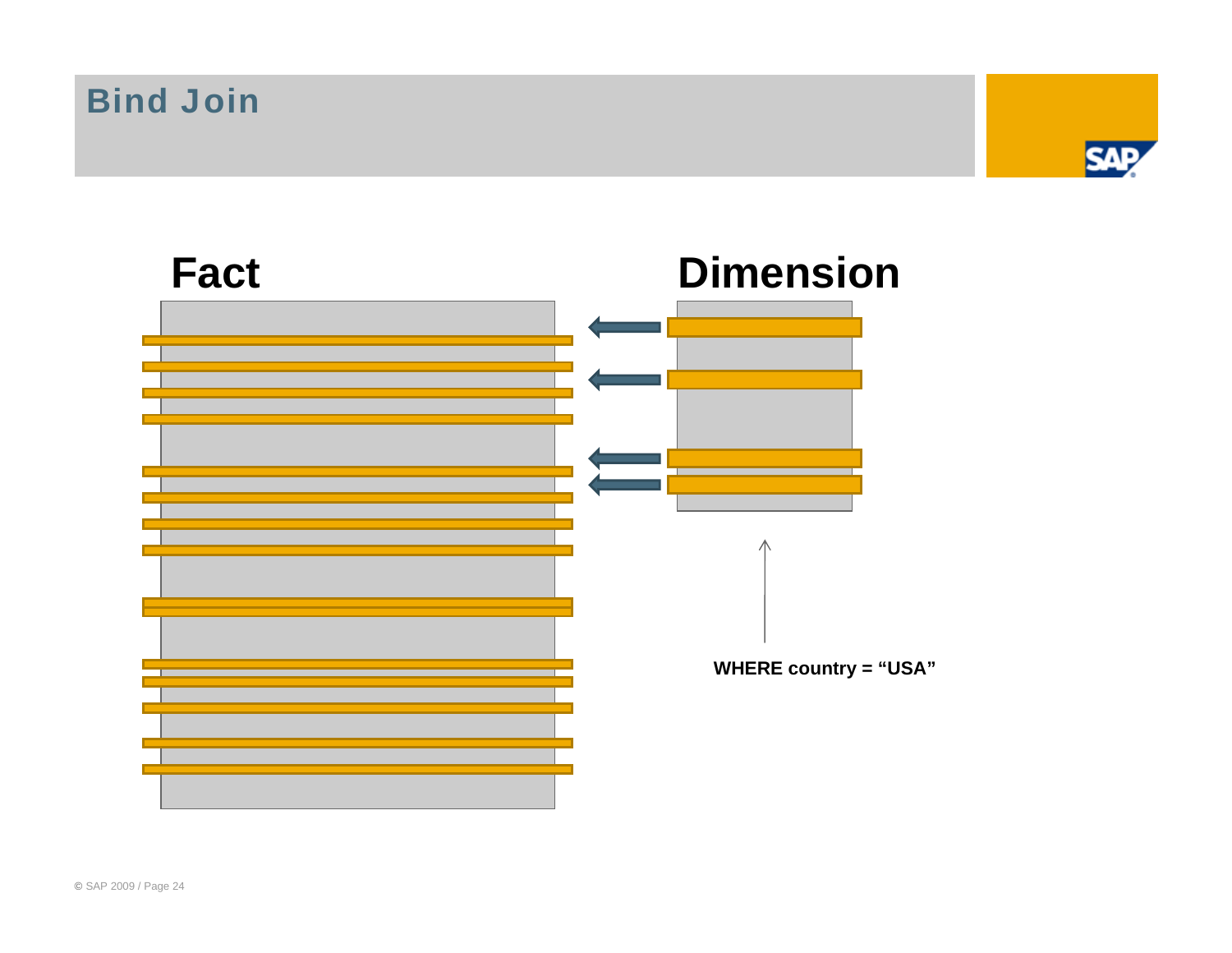# Bind Join

**Fact**

**Dimension**

**WHERE country = “USA”**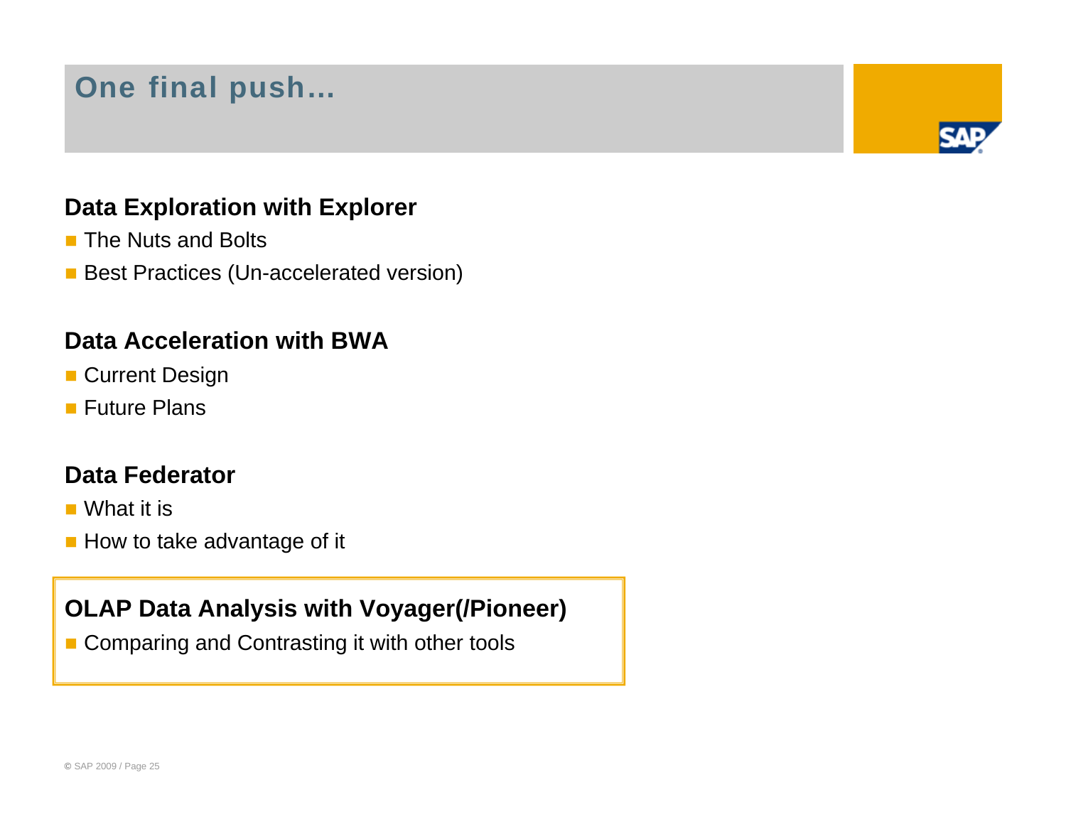# One final push…

## Data Exploration with Explorer

- The Nuts and Bolts
- Best Practices (Un-accelerated version)

## Data Acceleration with BWA

- Current Design
- Future Plans

## Data Federator

- What it is
- How to take advantage of it

## OLAP Data Analysis with Voyager(/Pioneer)

- Comparing and Contrasting it with other tools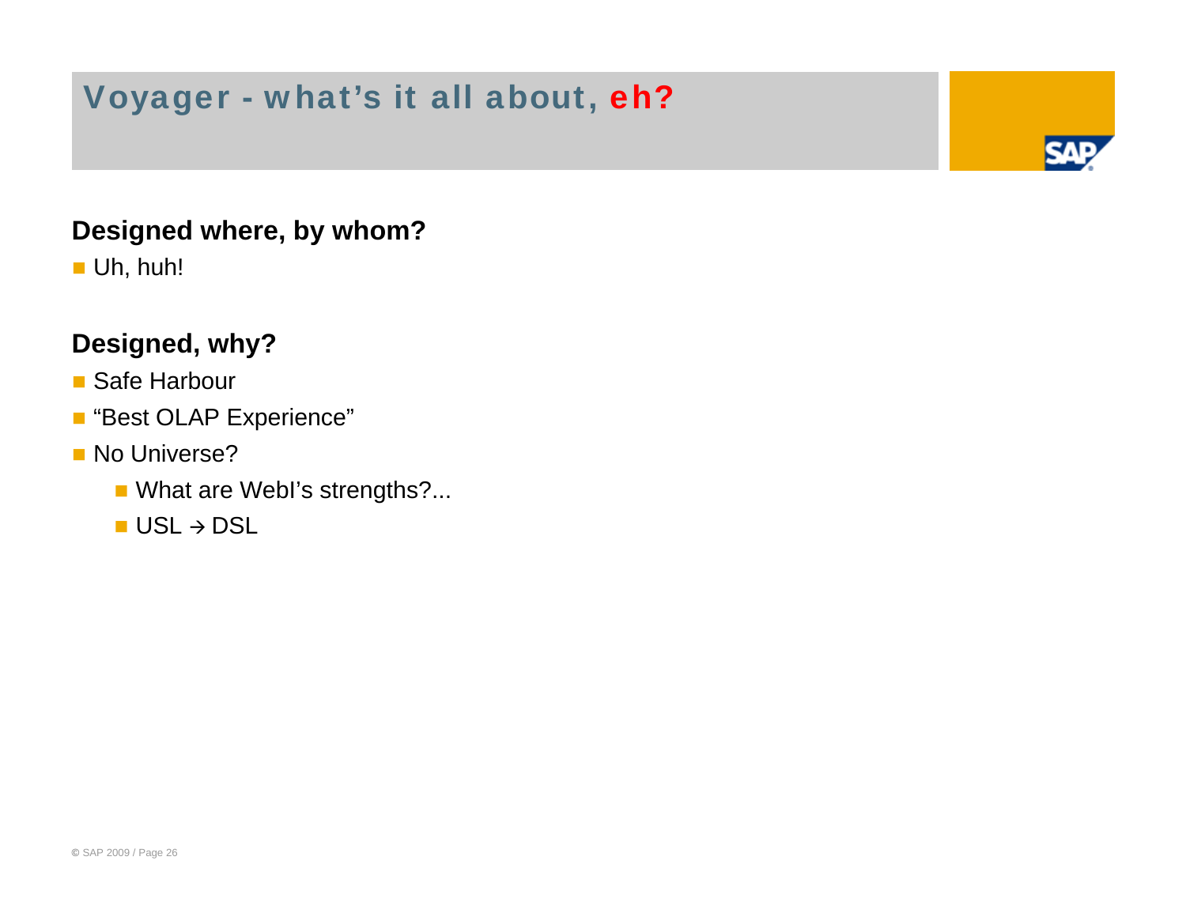# Voyager - what's it all about, eh?

**Designed where, by whom?**

- Uh, huh!

**Designed, why?**

- Safe Harbour
- "Best OLAP Experience"
- No Universe?
  - What are WebI's strengths?...
  - USL → DSL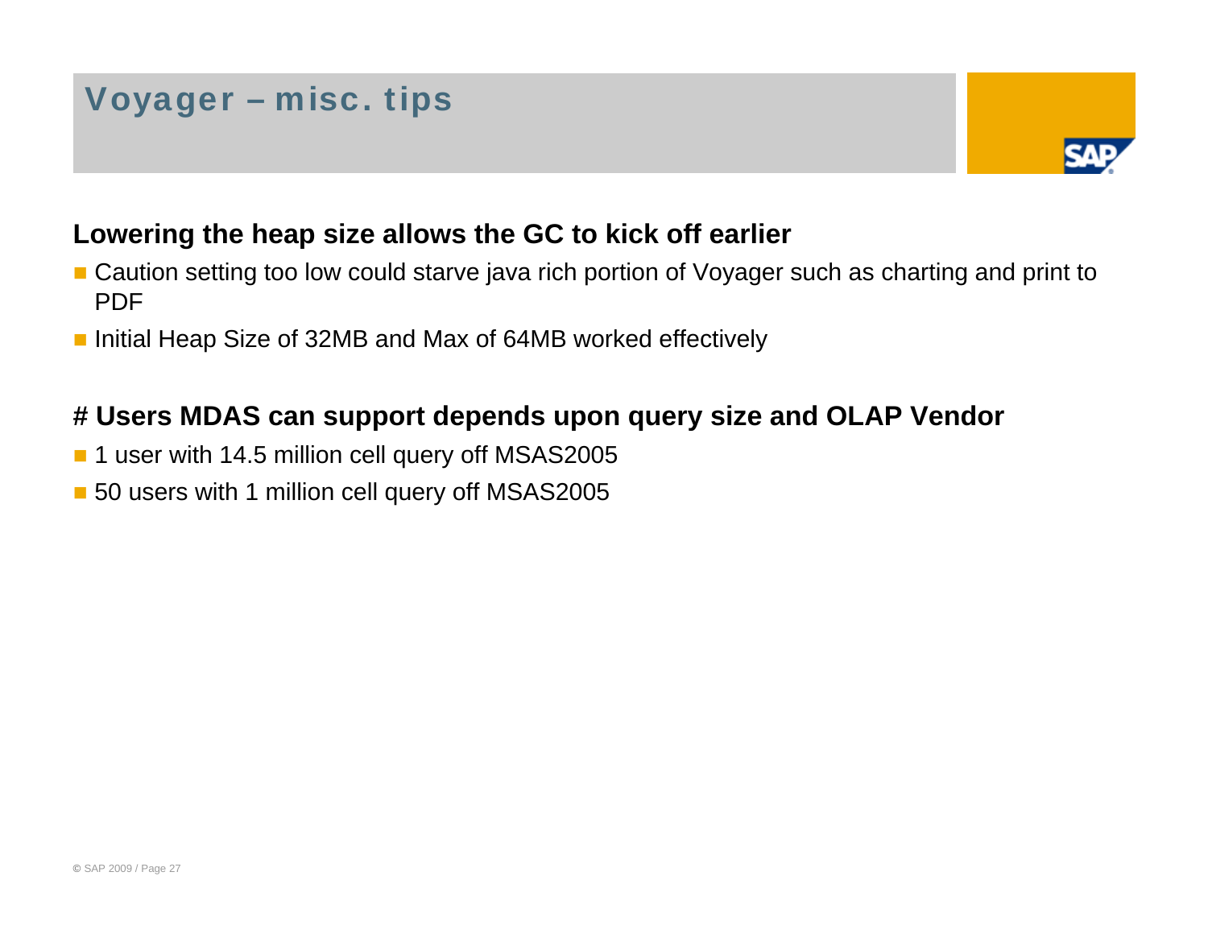# Voyager – misc. tips

**Lowering the heap size allows the GC to kick off earlier**

- Caution setting too low could starve java rich portion of Voyager such as charting and print to PDF
- Initial Heap Size of 32MB and Max of 64MB worked effectively

**# Users MDAS can support depends upon query size and OLAP Vendor**

- 1 user with 14.5 million cell query off MSAS2005
- 50 users with 1 million cell query off MSAS2005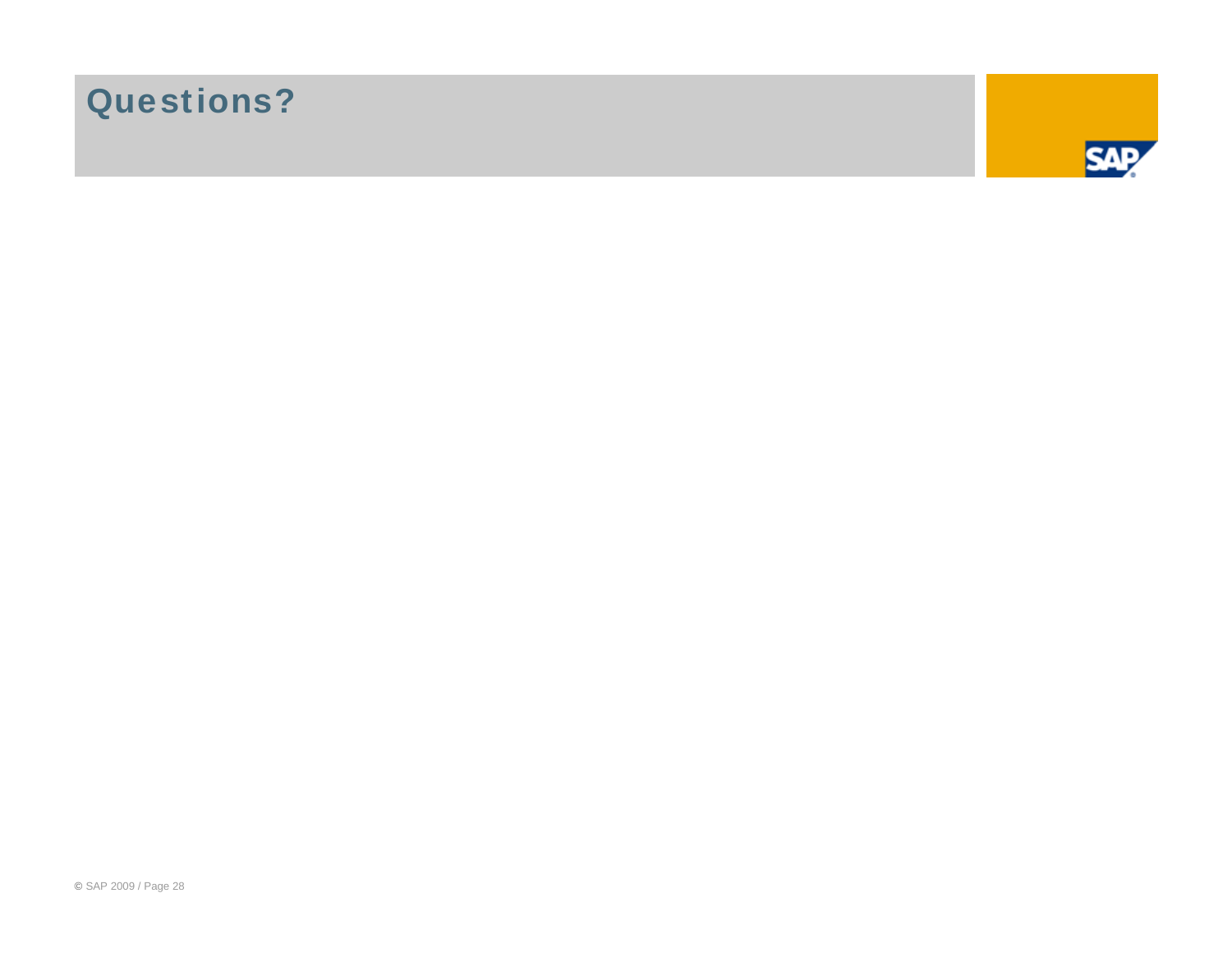# Questions?